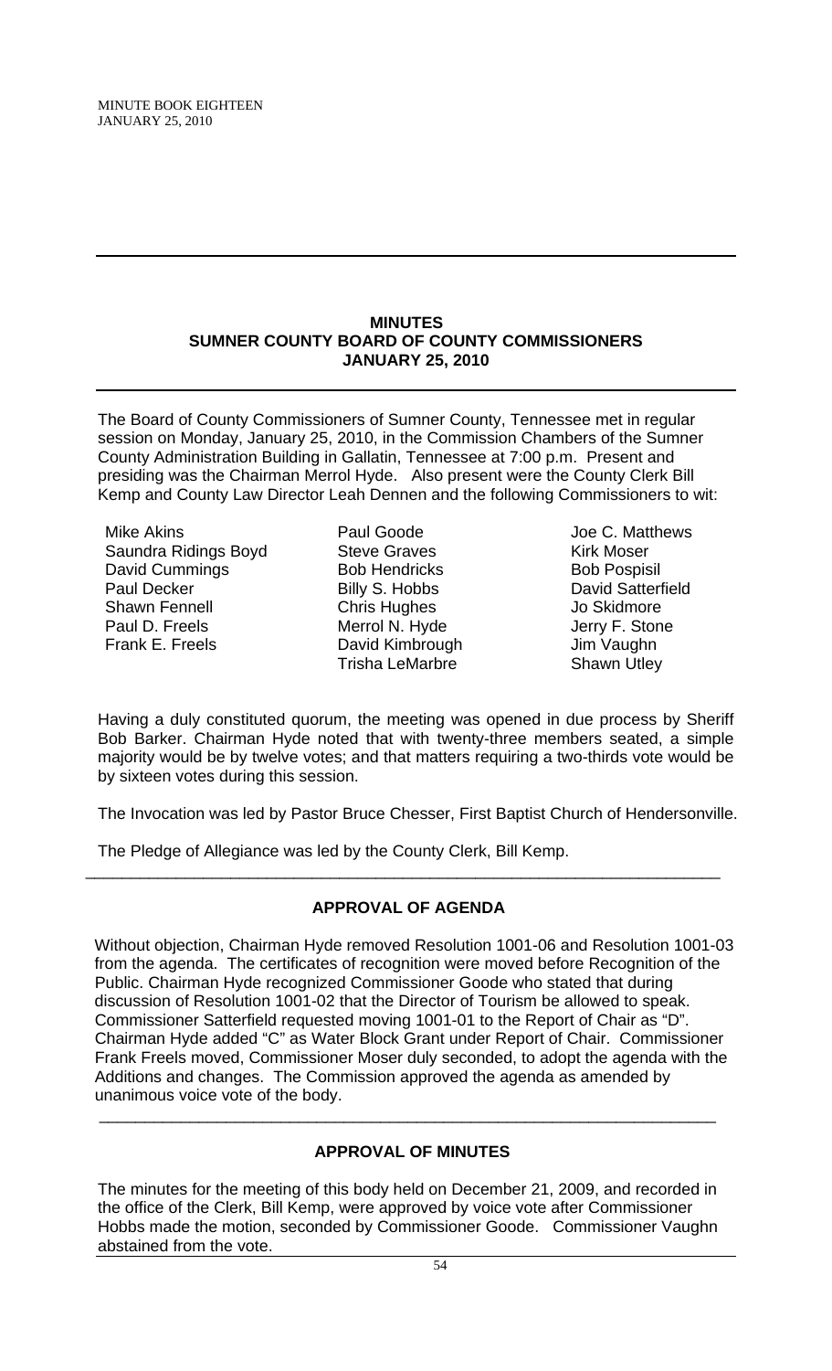## MINUTES
## SUMNER COUNTY BOARD OF COUNTY COMMISSIONERS
## JANUARY 25, 2010

The Board of County Commissioners of Sumner County, Tennessee met in regular session on Monday, January 25, 2010, in the Commission Chambers of the Sumner County Administration Building in Gallatin, Tennessee at 7:00 p.m. Present and presiding was the Chairman Merrol Hyde. Also present were the County Clerk Bill Kemp and County Law Director Leah Dennen and the following Commissioners to wit:

| | | |
|---|---|---|
| Mike Akins | Paul Goode | Joe C. Matthews |
| Saundra Ridings Boyd | Steve Graves | Kirk Moser |
| David Cummings | Bob Hendricks | Bob Pospisil |
| Paul Decker | Billy S. Hobbs | David Satterfield |
| Shawn Fennell | Chris Hughes | Jo Skidmore |
| Paul D. Freels | Merrol N. Hyde | Jerry F. Stone |
| Frank E. Freels | David Kimbrough | Jim Vaughn |
| | Trisha LeMarbre | Shawn Utley |

Having a duly constituted quorum, the meeting was opened in due process by Sheriff Bob Barker. Chairman Hyde noted that with twenty-three members seated, a simple majority would be by twelve votes; and that matters requiring a two-thirds vote would be by sixteen votes during this session.

The Invocation was led by Pastor Bruce Chesser, First Baptist Church of Hendersonville.

The Pledge of Allegiance was led by the County Clerk, Bill Kemp.

### APPROVAL OF AGENDA

Without objection, Chairman Hyde removed Resolution 1001-06 and Resolution 1001-03 from the agenda. The certificates of recognition were moved before Recognition of the Public. Chairman Hyde recognized Commissioner Goode who stated that during discussion of Resolution 1001-02 that the Director of Tourism be allowed to speak. Commissioner Satterfield requested moving 1001-01 to the Report of Chair as "D". Chairman Hyde added "C" as Water Block Grant under Report of Chair. Commissioner Frank Freels moved, Commissioner Moser duly seconded, to adopt the agenda with the Additions and changes. The Commission approved the agenda as amended by unanimous voice vote of the body.

### APPROVAL OF MINUTES

The minutes for the meeting of this body held on December 21, 2009, and recorded in the office of the Clerk, Bill Kemp, were approved by voice vote after Commissioner Hobbs made the motion, seconded by Commissioner Goode. Commissioner Vaughn abstained from the vote.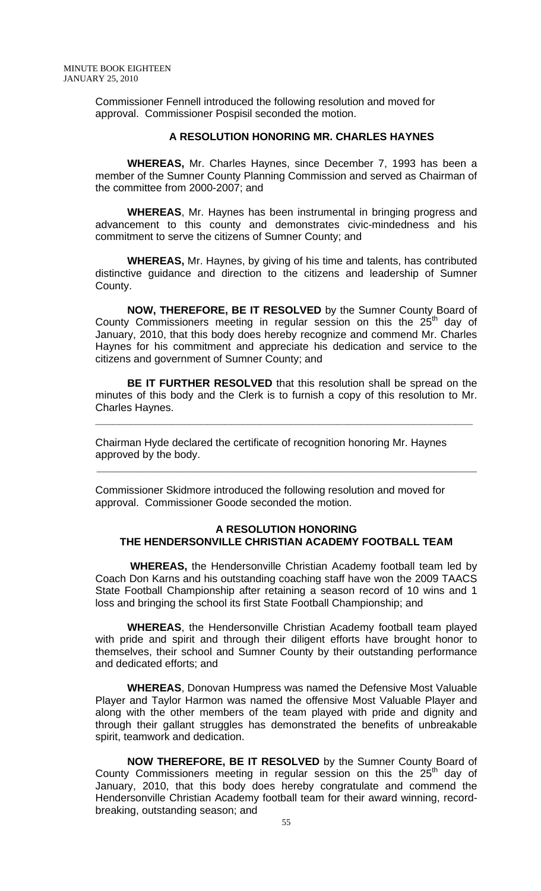Commissioner Fennell introduced the following resolution and moved for approval. Commissioner Pospisil seconded the motion.

### A RESOLUTION HONORING MR. CHARLES HAYNES

**WHEREAS,** Mr. Charles Haynes, since December 7, 1993 has been a member of the Sumner County Planning Commission and served as Chairman of the committee from 2000-2007; and

**WHEREAS**, Mr. Haynes has been instrumental in bringing progress and advancement to this county and demonstrates civic-mindedness and his commitment to serve the citizens of Sumner County; and

**WHEREAS,** Mr. Haynes, by giving of his time and talents, has contributed distinctive guidance and direction to the citizens and leadership of Sumner County.

**NOW, THEREFORE, BE IT RESOLVED** by the Sumner County Board of County Commissioners meeting in regular session on this the 25th day of January, 2010, that this body does hereby recognize and commend Mr. Charles Haynes for his commitment and appreciate his dedication and service to the citizens and government of Sumner County; and

**BE IT FURTHER RESOLVED** that this resolution shall be spread on the minutes of this body and the Clerk is to furnish a copy of this resolution to Mr. Charles Haynes.

---

Chairman Hyde declared the certificate of recognition honoring Mr. Haynes approved by the body.

---

Commissioner Skidmore introduced the following resolution and moved for approval. Commissioner Goode seconded the motion.

### A RESOLUTION HONORING THE HENDERSONVILLE CHRISTIAN ACADEMY FOOTBALL TEAM

**WHEREAS,** the Hendersonville Christian Academy football team led by Coach Don Karns and his outstanding coaching staff have won the 2009 TAACS State Football Championship after retaining a season record of 10 wins and 1 loss and bringing the school its first State Football Championship; and

**WHEREAS**, the Hendersonville Christian Academy football team played with pride and spirit and through their diligent efforts have brought honor to themselves, their school and Sumner County by their outstanding performance and dedicated efforts; and

**WHEREAS**, Donovan Humpress was named the Defensive Most Valuable Player and Taylor Harmon was named the offensive Most Valuable Player and along with the other members of the team played with pride and dignity and through their gallant struggles has demonstrated the benefits of unbreakable spirit, teamwork and dedication.

**NOW THEREFORE, BE IT RESOLVED** by the Sumner County Board of County Commissioners meeting in regular session on this the 25th day of January, 2010, that this body does hereby congratulate and commend the Hendersonville Christian Academy football team for their award winning, record-breaking, outstanding season; and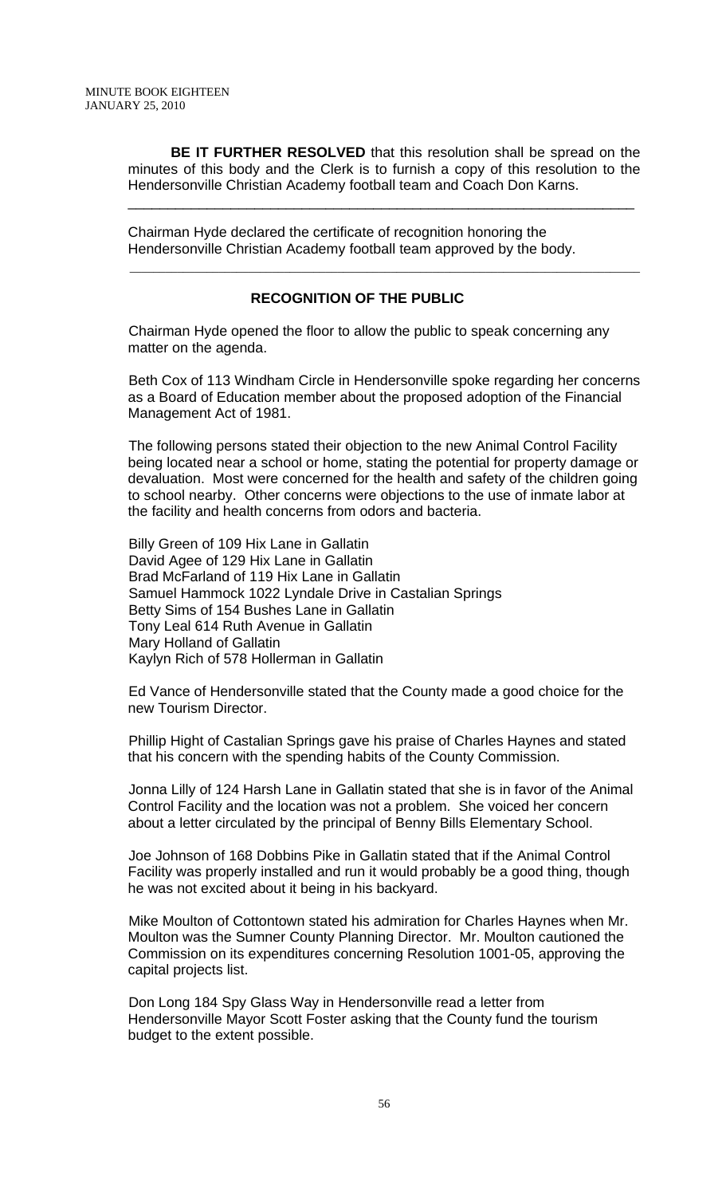**BE IT FURTHER RESOLVED** that this resolution shall be spread on the minutes of this body and the Clerk is to furnish a copy of this resolution to the Hendersonville Christian Academy football team and Coach Don Karns.

---

Chairman Hyde declared the certificate of recognition honoring the Hendersonville Christian Academy football team approved by the body.

---

## RECOGNITION OF THE PUBLIC

Chairman Hyde opened the floor to allow the public to speak concerning any matter on the agenda.

Beth Cox of 113 Windham Circle in Hendersonville spoke regarding her concerns as a Board of Education member about the proposed adoption of the Financial Management Act of 1981.

The following persons stated their objection to the new Animal Control Facility being located near a school or home, stating the potential for property damage or devaluation. Most were concerned for the health and safety of the children going to school nearby. Other concerns were objections to the use of inmate labor at the facility and health concerns from odors and bacteria.

Billy Green of 109 Hix Lane in Gallatin
David Agee of 129 Hix Lane in Gallatin
Brad McFarland of 119 Hix Lane in Gallatin
Samuel Hammock 1022 Lyndale Drive in Castalian Springs
Betty Sims of 154 Bushes Lane in Gallatin
Tony Leal 614 Ruth Avenue in Gallatin
Mary Holland of Gallatin
Kaylyn Rich of 578 Hollerman in Gallatin

Ed Vance of Hendersonville stated that the County made a good choice for the new Tourism Director.

Phillip Hight of Castalian Springs gave his praise of Charles Haynes and stated that his concern with the spending habits of the County Commission.

Jonna Lilly of 124 Harsh Lane in Gallatin stated that she is in favor of the Animal Control Facility and the location was not a problem. She voiced her concern about a letter circulated by the principal of Benny Bills Elementary School.

Joe Johnson of 168 Dobbins Pike in Gallatin stated that if the Animal Control Facility was properly installed and run it would probably be a good thing, though he was not excited about it being in his backyard.

Mike Moulton of Cottontown stated his admiration for Charles Haynes when Mr. Moulton was the Sumner County Planning Director. Mr. Moulton cautioned the Commission on its expenditures concerning Resolution 1001-05, approving the capital projects list.

Don Long 184 Spy Glass Way in Hendersonville read a letter from Hendersonville Mayor Scott Foster asking that the County fund the tourism budget to the extent possible.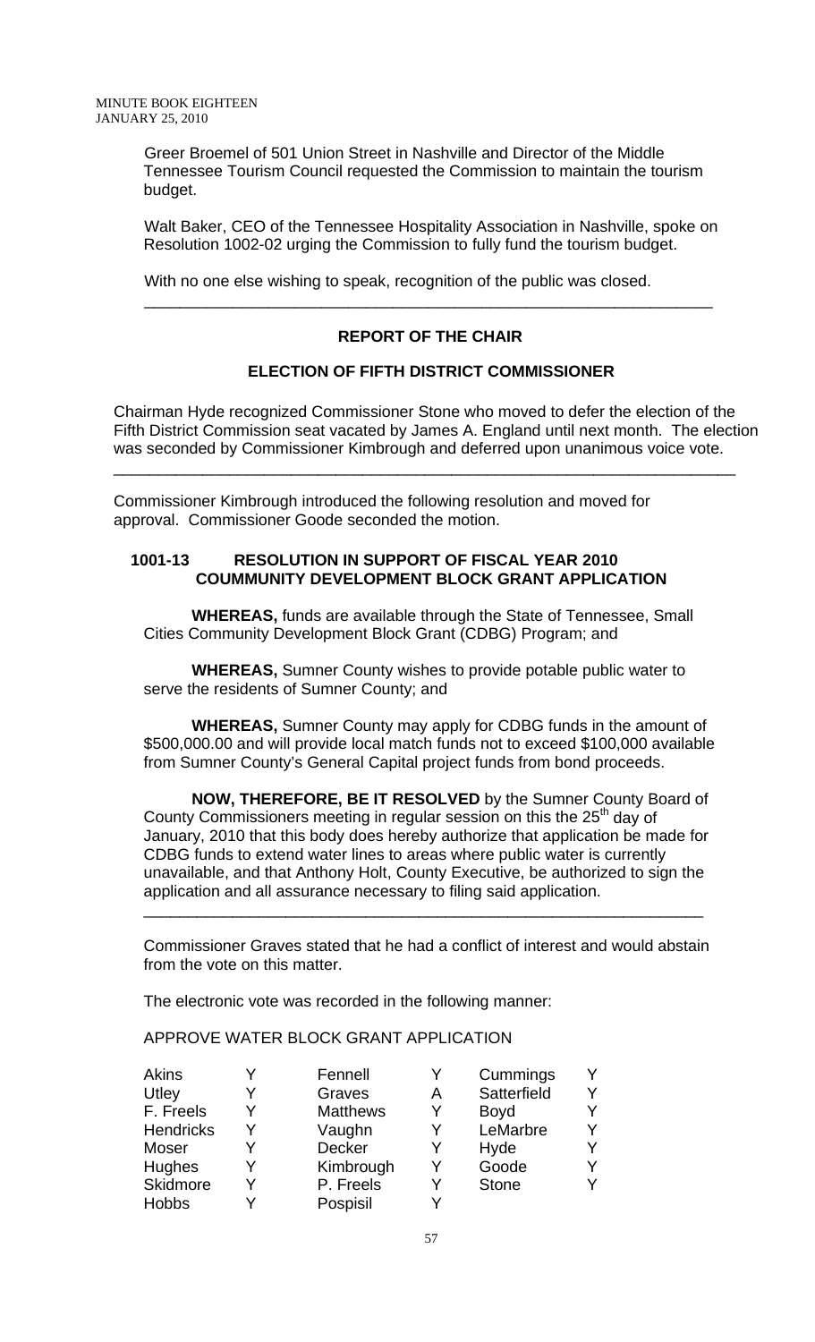Greer Broemel of 501 Union Street in Nashville and Director of the Middle Tennessee Tourism Council requested the Commission to maintain the tourism budget.

Walt Baker, CEO of the Tennessee Hospitality Association in Nashville, spoke on Resolution 1002-02 urging the Commission to fully fund the tourism budget.

With no one else wishing to speak, recognition of the public was closed.

---

## REPORT OF THE CHAIR

### ELECTION OF FIFTH DISTRICT COMMISSIONER

Chairman Hyde recognized Commissioner Stone who moved to defer the election of the Fifth District Commission seat vacated by James A. England until next month. The election was seconded by Commissioner Kimbrough and deferred upon unanimous voice vote.

---

Commissioner Kimbrough introduced the following resolution and moved for approval. Commissioner Goode seconded the motion.

**1001-13 RESOLUTION IN SUPPORT OF FISCAL YEAR 2010 COUMMUNITY DEVELOPMENT BLOCK GRANT APPLICATION**

**WHEREAS,** funds are available through the State of Tennessee, Small Cities Community Development Block Grant (CDBG) Program; and

**WHEREAS,** Sumner County wishes to provide potable public water to serve the residents of Sumner County; and

**WHEREAS,** Sumner County may apply for CDBG funds in the amount of \$500,000.00 and will provide local match funds not to exceed \$100,000 available from Sumner County's General Capital project funds from bond proceeds.

**NOW, THEREFORE, BE IT RESOLVED** by the Sumner County Board of County Commissioners meeting in regular session on this the 25th day of January, 2010 that this body does hereby authorize that application be made for CDBG funds to extend water lines to areas where public water is currently unavailable, and that Anthony Holt, County Executive, be authorized to sign the application and all assurance necessary to filing said application.

---

Commissioner Graves stated that he had a conflict of interest and would abstain from the vote on this matter.

The electronic vote was recorded in the following manner:

APPROVE WATER BLOCK GRANT APPLICATION

| | | | | | |
|---|---|---|---|---|---|
| Akins | Y | Fennell | Y | Cummings | Y |
| Utley | Y | Graves | A | Satterfield | Y |
| F. Freels | Y | Matthews | Y | Boyd | Y |
| Hendricks | Y | Vaughn | Y | LeMarbre | Y |
| Moser | Y | Decker | Y | Hyde | Y |
| Hughes | Y | Kimbrough | Y | Goode | Y |
| Skidmore | Y | P. Freels | Y | Stone | Y |
| Hobbs | Y | Pospisil | Y | | |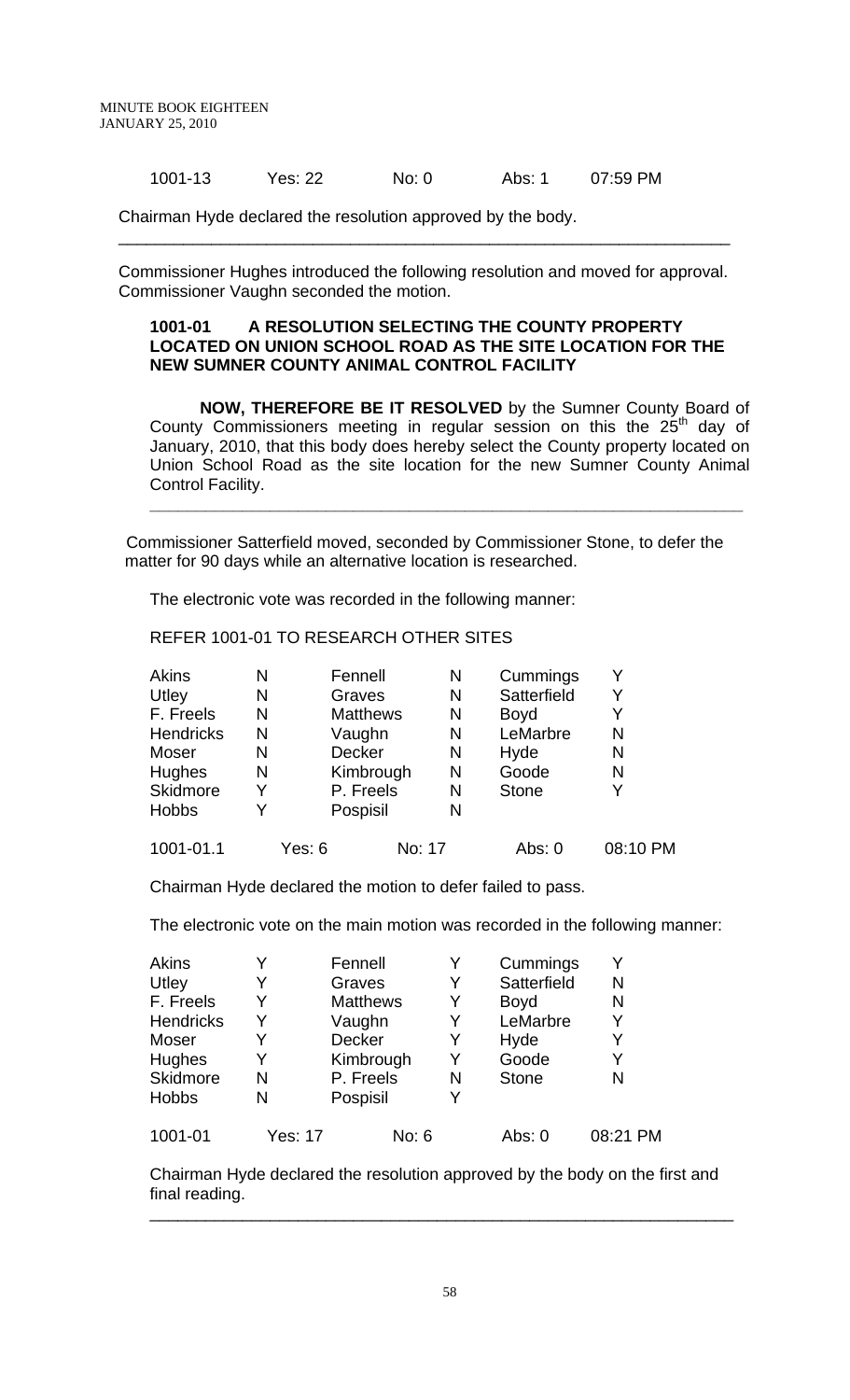| 1001-13 | Yes: 22 | No: 0 | Abs: 1 | 07:59 PM |
|---|---|---|---|---|

Chairman Hyde declared the resolution approved by the body.

---

Commissioner Hughes introduced the following resolution and moved for approval. Commissioner Vaughn seconded the motion.

**1001-01 A RESOLUTION SELECTING THE COUNTY PROPERTY LOCATED ON UNION SCHOOL ROAD AS THE SITE LOCATION FOR THE NEW SUMNER COUNTY ANIMAL CONTROL FACILITY**

**NOW, THEREFORE BE IT RESOLVED** by the Sumner County Board of County Commissioners meeting in regular session on this the 25th day of January, 2010, that this body does hereby select the County property located on Union School Road as the site location for the new Sumner County Animal Control Facility.

---

Commissioner Satterfield moved, seconded by Commissioner Stone, to defer the matter for 90 days while an alternative location is researched.

The electronic vote was recorded in the following manner:

REFER 1001-01 TO RESEARCH OTHER SITES

| | | | | | |
|---|---|---|---|---|---|
| Akins | N | Fennell | N | Cummings | Y |
| Utley | N | Graves | N | Satterfield | Y |
| F. Freels | N | Matthews | N | Boyd | Y |
| Hendricks | N | Vaughn | N | LeMarbre | N |
| Moser | N | Decker | N | Hyde | N |
| Hughes | N | Kimbrough | N | Goode | N |
| Skidmore | Y | P. Freels | N | Stone | Y |
| Hobbs | Y | Pospisil | N | | |

| 1001-01.1 | Yes: 6 | No: 17 | Abs: 0 | 08:10 PM |
|---|---|---|---|---|

Chairman Hyde declared the motion to defer failed to pass.

The electronic vote on the main motion was recorded in the following manner:

| | | | | | |
|---|---|---|---|---|---|
| Akins | Y | Fennell | Y | Cummings | Y |
| Utley | Y | Graves | Y | Satterfield | N |
| F. Freels | Y | Matthews | Y | Boyd | N |
| Hendricks | Y | Vaughn | Y | LeMarbre | Y |
| Moser | Y | Decker | Y | Hyde | Y |
| Hughes | Y | Kimbrough | Y | Goode | Y |
| Skidmore | N | P. Freels | N | Stone | N |
| Hobbs | N | Pospisil | Y | | |

| 1001-01 | Yes: 17 | No: 6 | Abs: 0 | 08:21 PM |
|---|---|---|---|---|

Chairman Hyde declared the resolution approved by the body on the first and final reading.

---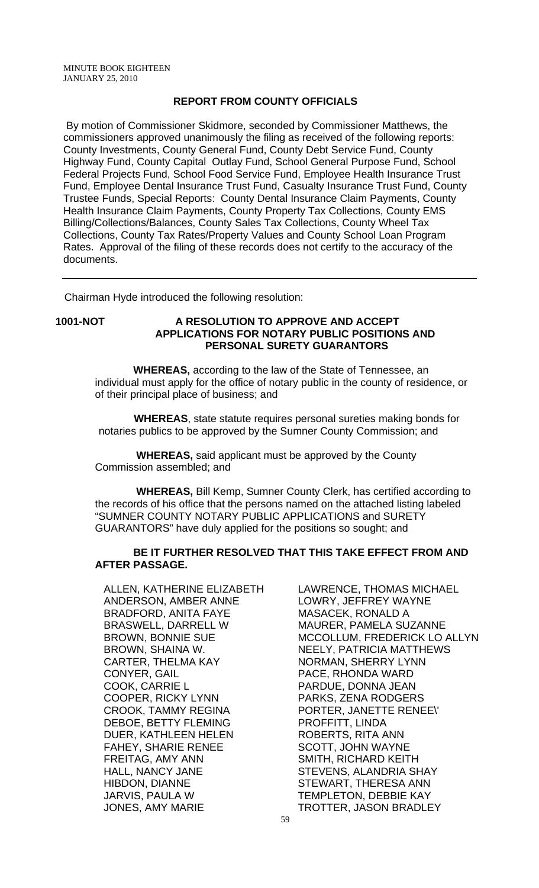MINUTE BOOK EIGHTEEN
JANUARY 25, 2010

## REPORT FROM COUNTY OFFICIALS

By motion of Commissioner Skidmore, seconded by Commissioner Matthews, the commissioners approved unanimously the filing as received of the following reports: County Investments, County General Fund, County Debt Service Fund, County Highway Fund, County Capital Outlay Fund, School General Purpose Fund, School Federal Projects Fund, School Food Service Fund, Employee Health Insurance Trust Fund, Employee Dental Insurance Trust Fund, Casualty Insurance Trust Fund, County Trustee Funds, Special Reports: County Dental Insurance Claim Payments, County Health Insurance Claim Payments, County Property Tax Collections, County EMS Billing/Collections/Balances, County Sales Tax Collections, County Wheel Tax Collections, County Tax Rates/Property Values and County School Loan Program Rates. Approval of the filing of these records does not certify to the accuracy of the documents.

---

Chairman Hyde introduced the following resolution:

**1001-NOT** **A RESOLUTION TO APPROVE AND ACCEPT APPLICATIONS FOR NOTARY PUBLIC POSITIONS AND PERSONAL SURETY GUARANTORS**

**WHEREAS,** according to the law of the State of Tennessee, an individual must apply for the office of notary public in the county of residence, or of their principal place of business; and

**WHEREAS**, state statute requires personal sureties making bonds for notaries publics to be approved by the Sumner County Commission; and

**WHEREAS,** said applicant must be approved by the County Commission assembled; and

**WHEREAS,** Bill Kemp, Sumner County Clerk, has certified according to the records of his office that the persons named on the attached listing labeled "SUMNER COUNTY NOTARY PUBLIC APPLICATIONS and SURETY GUARANTORS" have duly applied for the positions so sought; and

**BE IT FURTHER RESOLVED THAT THIS TAKE EFFECT FROM AND AFTER PASSAGE.**

ALLEN, KATHERINE ELIZABETH
ANDERSON, AMBER ANNE
BRADFORD, ANITA FAYE
BRASWELL, DARRELL W
BROWN, BONNIE SUE
BROWN, SHAINA W.
CARTER, THELMA KAY
CONYER, GAIL
COOK, CARRIE L
COOPER, RICKY LYNN
CROOK, TAMMY REGINA
DEBOE, BETTY FLEMING
DUER, KATHLEEN HELEN
FAHEY, SHARIE RENEE
FREITAG, AMY ANN
HALL, NANCY JANE
HIBDON, DIANNE
JARVIS, PAULA W
JONES, AMY MARIE
LAWRENCE, THOMAS MICHAEL
LOWRY, JEFFREY WAYNE
MASACEK, RONALD A
MAURER, PAMELA SUZANNE
MCCOLLUM, FREDERICK LO ALLYN
NEELY, PATRICIA MATTHEWS
NORMAN, SHERRY LYNN
PACE, RHONDA WARD
PARDUE, DONNA JEAN
PARKS, ZENA RODGERS
PORTER, JANETTE RENEE\'
PROFFITT, LINDA
ROBERTS, RITA ANN
SCOTT, JOHN WAYNE
SMITH, RICHARD KEITH
STEVENS, ALANDRIA SHAY
STEWART, THERESA ANN
TEMPLETON, DEBBIE KAY
TROTTER, JASON BRADLEY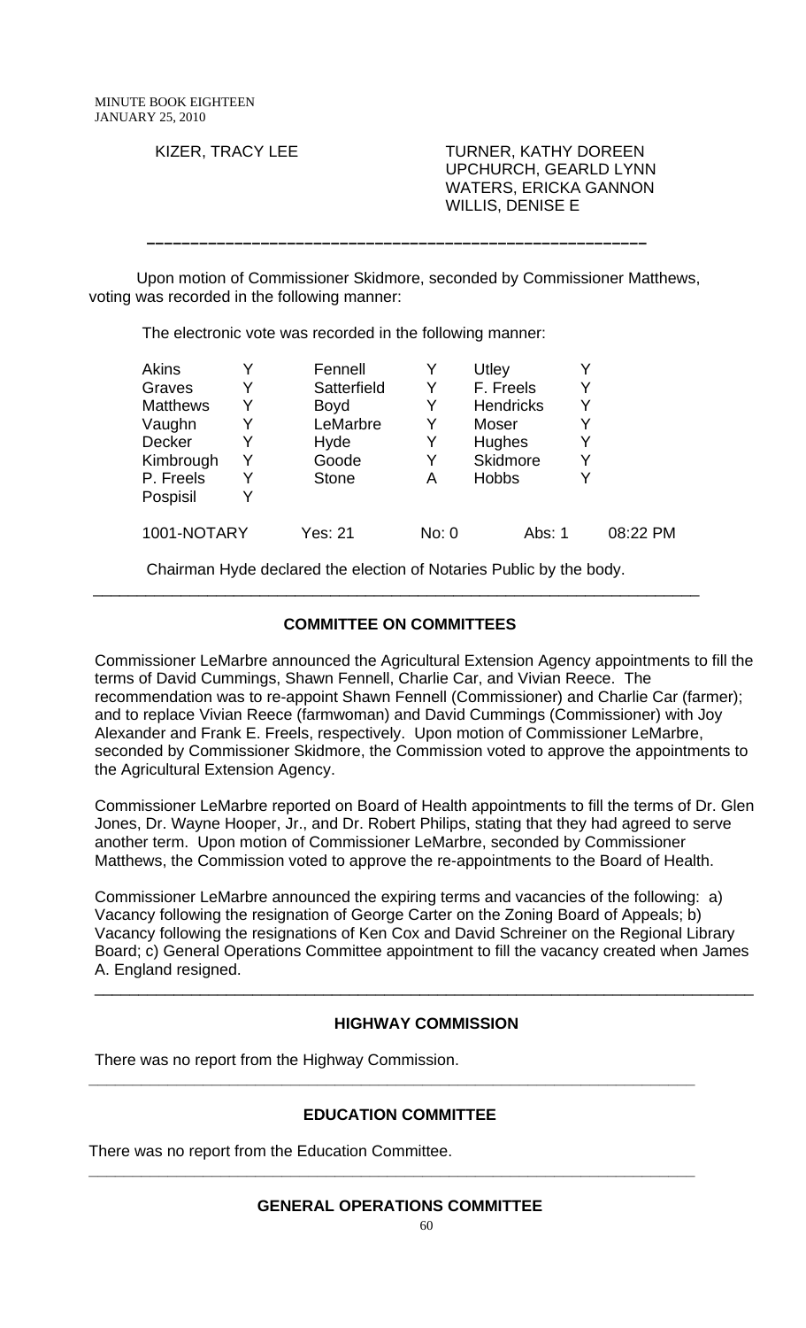KIZER, TRACY LEE | TURNER, KATHY DOREEN
UPCHURCH, GEARLD LYNN
WATERS, ERICKA GANNON
WILLIS, DENISE E

---

Upon motion of Commissioner Skidmore, seconded by Commissioner Matthews, voting was recorded in the following manner:

The electronic vote was recorded in the following manner:

| | | | | | | |
|---|---|---|---|---|---|---|
| Akins | Y | Fennell | Y | Utley | Y | |
| Graves | Y | Satterfield | Y | F. Freels | Y | |
| Matthews | Y | Boyd | Y | Hendricks | Y | |
| Vaughn | Y | LeMarbre | Y | Moser | Y | |
| Decker | Y | Hyde | Y | Hughes | Y | |
| Kimbrough | Y | Goode | Y | Skidmore | Y | |
| P. Freels | Y | Stone | A | Hobbs | Y | |
| Pospisil | Y | | | | | |
| 1001-NOTARY | | Yes: 21 | No: 0 | Abs: 1 | | 08:22 PM |

Chairman Hyde declared the election of Notaries Public by the body.

---

## COMMITTEE ON COMMITTEES

Commissioner LeMarbre announced the Agricultural Extension Agency appointments to fill the terms of David Cummings, Shawn Fennell, Charlie Car, and Vivian Reece. The recommendation was to re-appoint Shawn Fennell (Commissioner) and Charlie Car (farmer); and to replace Vivian Reece (farmwoman) and David Cummings (Commissioner) with Joy Alexander and Frank E. Freels, respectively. Upon motion of Commissioner LeMarbre, seconded by Commissioner Skidmore, the Commission voted to approve the appointments to the Agricultural Extension Agency.

Commissioner LeMarbre reported on Board of Health appointments to fill the terms of Dr. Glen Jones, Dr. Wayne Hooper, Jr., and Dr. Robert Philips, stating that they had agreed to serve another term. Upon motion of Commissioner LeMarbre, seconded by Commissioner Matthews, the Commission voted to approve the re-appointments to the Board of Health.

Commissioner LeMarbre announced the expiring terms and vacancies of the following: a) Vacancy following the resignation of George Carter on the Zoning Board of Appeals; b) Vacancy following the resignations of Ken Cox and David Schreiner on the Regional Library Board; c) General Operations Committee appointment to fill the vacancy created when James A. England resigned.

---

## HIGHWAY COMMISSION

There was no report from the Highway Commission.

---

## EDUCATION COMMITTEE

There was no report from the Education Committee.

---

## GENERAL OPERATIONS COMMITTEE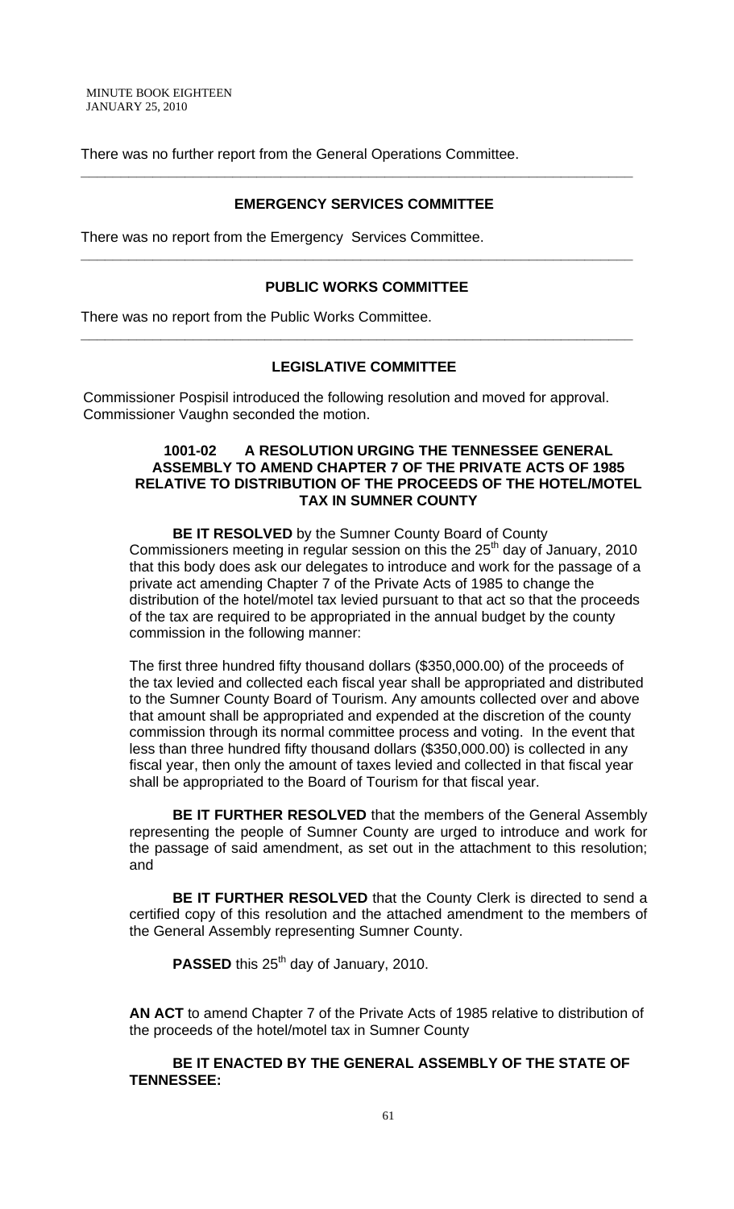There was no further report from the General Operations Committee.

---

## EMERGENCY SERVICES COMMITTEE

There was no report from the Emergency Services Committee.

---

## PUBLIC WORKS COMMITTEE

There was no report from the Public Works Committee.

---

## LEGISLATIVE COMMITTEE

Commissioner Pospisil introduced the following resolution and moved for approval. Commissioner Vaughn seconded the motion.

### 1001-02 A RESOLUTION URGING THE TENNESSEE GENERAL ASSEMBLY TO AMEND CHAPTER 7 OF THE PRIVATE ACTS OF 1985 RELATIVE TO DISTRIBUTION OF THE PROCEEDS OF THE HOTEL/MOTEL TAX IN SUMNER COUNTY

**BE IT RESOLVED** by the Sumner County Board of County Commissioners meeting in regular session on this the 25th day of January, 2010 that this body does ask our delegates to introduce and work for the passage of a private act amending Chapter 7 of the Private Acts of 1985 to change the distribution of the hotel/motel tax levied pursuant to that act so that the proceeds of the tax are required to be appropriated in the annual budget by the county commission in the following manner:

The first three hundred fifty thousand dollars ($350,000.00) of the proceeds of the tax levied and collected each fiscal year shall be appropriated and distributed to the Sumner County Board of Tourism. Any amounts collected over and above that amount shall be appropriated and expended at the discretion of the county commission through its normal committee process and voting. In the event that less than three hundred fifty thousand dollars ($350,000.00) is collected in any fiscal year, then only the amount of taxes levied and collected in that fiscal year shall be appropriated to the Board of Tourism for that fiscal year.

**BE IT FURTHER RESOLVED** that the members of the General Assembly representing the people of Sumner County are urged to introduce and work for the passage of said amendment, as set out in the attachment to this resolution; and

**BE IT FURTHER RESOLVED** that the County Clerk is directed to send a certified copy of this resolution and the attached amendment to the members of the General Assembly representing Sumner County.

**PASSED** this 25th day of January, 2010.

**AN ACT** to amend Chapter 7 of the Private Acts of 1985 relative to distribution of the proceeds of the hotel/motel tax in Sumner County

**BE IT ENACTED BY THE GENERAL ASSEMBLY OF THE STATE OF TENNESSEE:**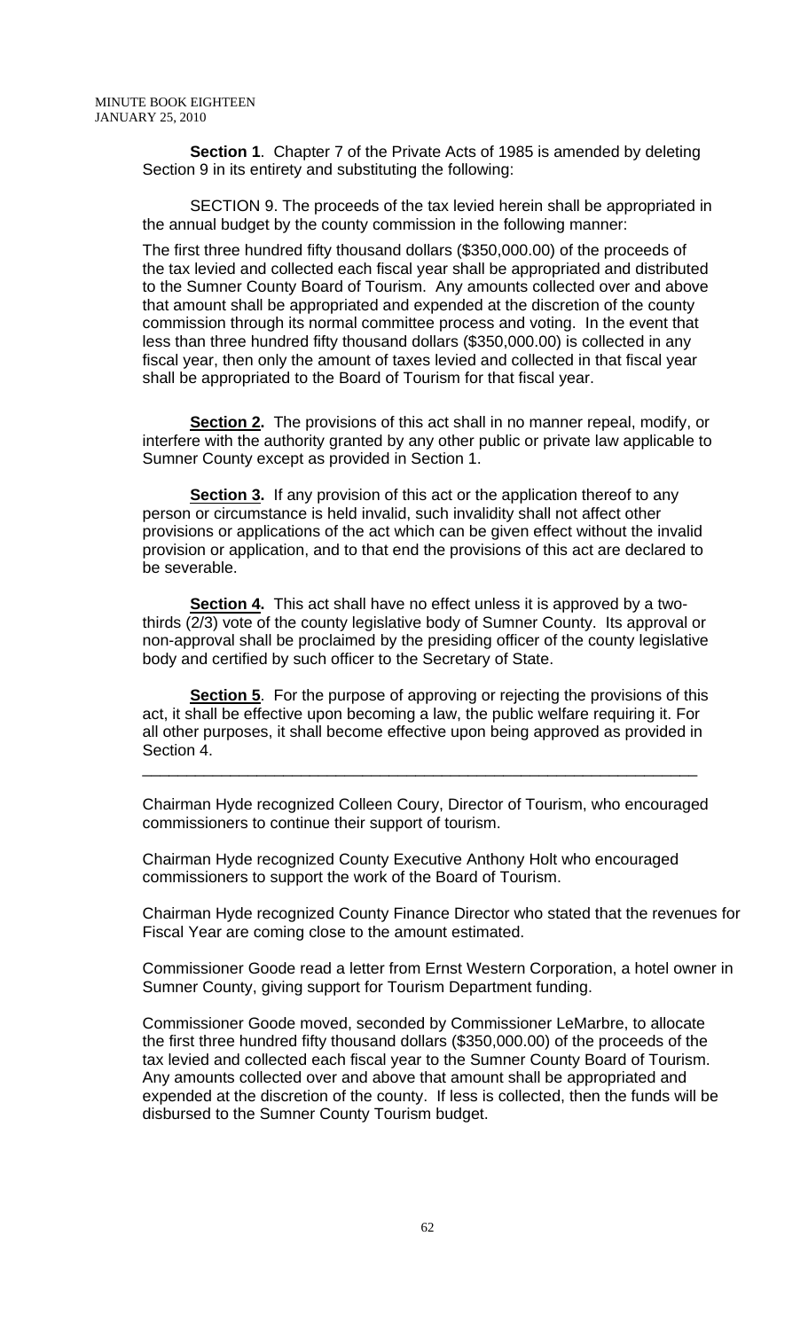**Section 1**. Chapter 7 of the Private Acts of 1985 is amended by deleting Section 9 in its entirety and substituting the following:

SECTION 9. The proceeds of the tax levied herein shall be appropriated in the annual budget by the county commission in the following manner:

The first three hundred fifty thousand dollars ($350,000.00) of the proceeds of the tax levied and collected each fiscal year shall be appropriated and distributed to the Sumner County Board of Tourism. Any amounts collected over and above that amount shall be appropriated and expended at the discretion of the county commission through its normal committee process and voting. In the event that less than three hundred fifty thousand dollars ($350,000.00) is collected in any fiscal year, then only the amount of taxes levied and collected in that fiscal year shall be appropriated to the Board of Tourism for that fiscal year.

**Section 2.** The provisions of this act shall in no manner repeal, modify, or interfere with the authority granted by any other public or private law applicable to Sumner County except as provided in Section 1.

**Section 3.** If any provision of this act or the application thereof to any person or circumstance is held invalid, such invalidity shall not affect other provisions or applications of the act which can be given effect without the invalid provision or application, and to that end the provisions of this act are declared to be severable.

**Section 4.** This act shall have no effect unless it is approved by a two-thirds (2/3) vote of the county legislative body of Sumner County. Its approval or non-approval shall be proclaimed by the presiding officer of the county legislative body and certified by such officer to the Secretary of State.

**Section 5**. For the purpose of approving or rejecting the provisions of this act, it shall be effective upon becoming a law, the public welfare requiring it. For all other purposes, it shall become effective upon being approved as provided in Section 4.

---

Chairman Hyde recognized Colleen Coury, Director of Tourism, who encouraged commissioners to continue their support of tourism.

Chairman Hyde recognized County Executive Anthony Holt who encouraged commissioners to support the work of the Board of Tourism.

Chairman Hyde recognized County Finance Director who stated that the revenues for Fiscal Year are coming close to the amount estimated.

Commissioner Goode read a letter from Ernst Western Corporation, a hotel owner in Sumner County, giving support for Tourism Department funding.

Commissioner Goode moved, seconded by Commissioner LeMarbre, to allocate the first three hundred fifty thousand dollars ($350,000.00) of the proceeds of the tax levied and collected each fiscal year to the Sumner County Board of Tourism. Any amounts collected over and above that amount shall be appropriated and expended at the discretion of the county. If less is collected, then the funds will be disbursed to the Sumner County Tourism budget.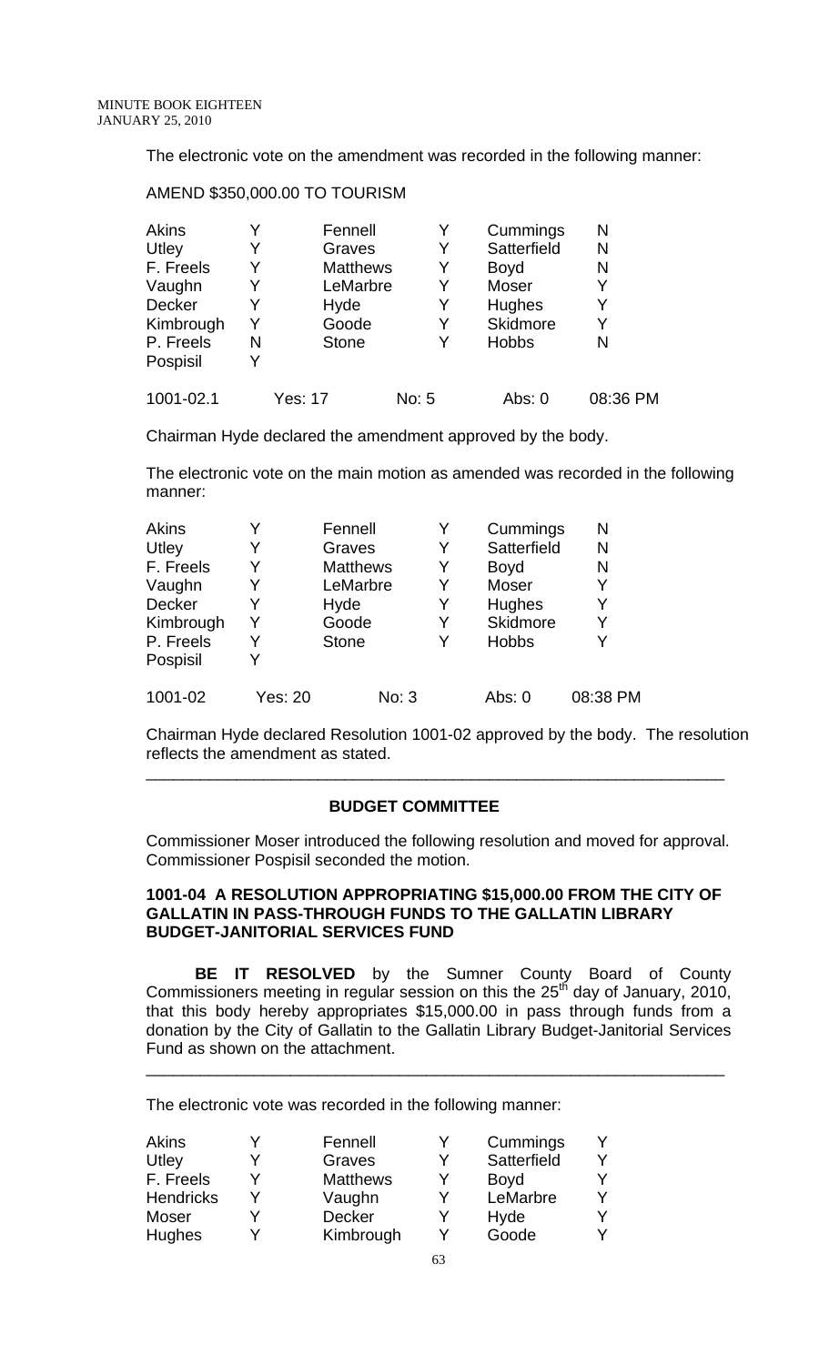The electronic vote on the amendment was recorded in the following manner:

AMEND $350,000.00 TO TOURISM

| | | | | | |
|---|---|---|---|---|---|
| Akins | Y | Fennell | Y | Cummings | N |
| Utley | Y | Graves | Y | Satterfield | N |
| F. Freels | Y | Matthews | Y | Boyd | N |
| Vaughn | Y | LeMarbre | Y | Moser | Y |
| Decker | Y | Hyde | Y | Hughes | Y |
| Kimbrough | Y | Goode | Y | Skidmore | Y |
| P. Freels | N | Stone | Y | Hobbs | N |
| Pospisil | Y | | | | |

1001-02.1 Yes: 17 No: 5 Abs: 0 08:36 PM

Chairman Hyde declared the amendment approved by the body.

The electronic vote on the main motion as amended was recorded in the following manner:

| | | | | | |
|---|---|---|---|---|---|
| Akins | Y | Fennell | Y | Cummings | N |
| Utley | Y | Graves | Y | Satterfield | N |
| F. Freels | Y | Matthews | Y | Boyd | N |
| Vaughn | Y | LeMarbre | Y | Moser | Y |
| Decker | Y | Hyde | Y | Hughes | Y |
| Kimbrough | Y | Goode | Y | Skidmore | Y |
| P. Freels | Y | Stone | Y | Hobbs | Y |
| Pospisil | Y | | | | |

1001-02 Yes: 20 No: 3 Abs: 0 08:38 PM

Chairman Hyde declared Resolution 1001-02 approved by the body. The resolution reflects the amendment as stated.

---

## BUDGET COMMITTEE

Commissioner Moser introduced the following resolution and moved for approval. Commissioner Pospisil seconded the motion.

**1001-04 A RESOLUTION APPROPRIATING $15,000.00 FROM THE CITY OF GALLATIN IN PASS-THROUGH FUNDS TO THE GALLATIN LIBRARY BUDGET-JANITORIAL SERVICES FUND**

**BE IT RESOLVED** by the Sumner County Board of County Commissioners meeting in regular session on this the 25th day of January, 2010, that this body hereby appropriates $15,000.00 in pass through funds from a donation by the City of Gallatin to the Gallatin Library Budget-Janitorial Services Fund as shown on the attachment.

---

The electronic vote was recorded in the following manner:

| | | | | | |
|---|---|---|---|---|---|
| Akins | Y | Fennell | Y | Cummings | Y |
| Utley | Y | Graves | Y | Satterfield | Y |
| F. Freels | Y | Matthews | Y | Boyd | Y |
| Hendricks | Y | Vaughn | Y | LeMarbre | Y |
| Moser | Y | Decker | Y | Hyde | Y |
| Hughes | Y | Kimbrough | Y | Goode | Y |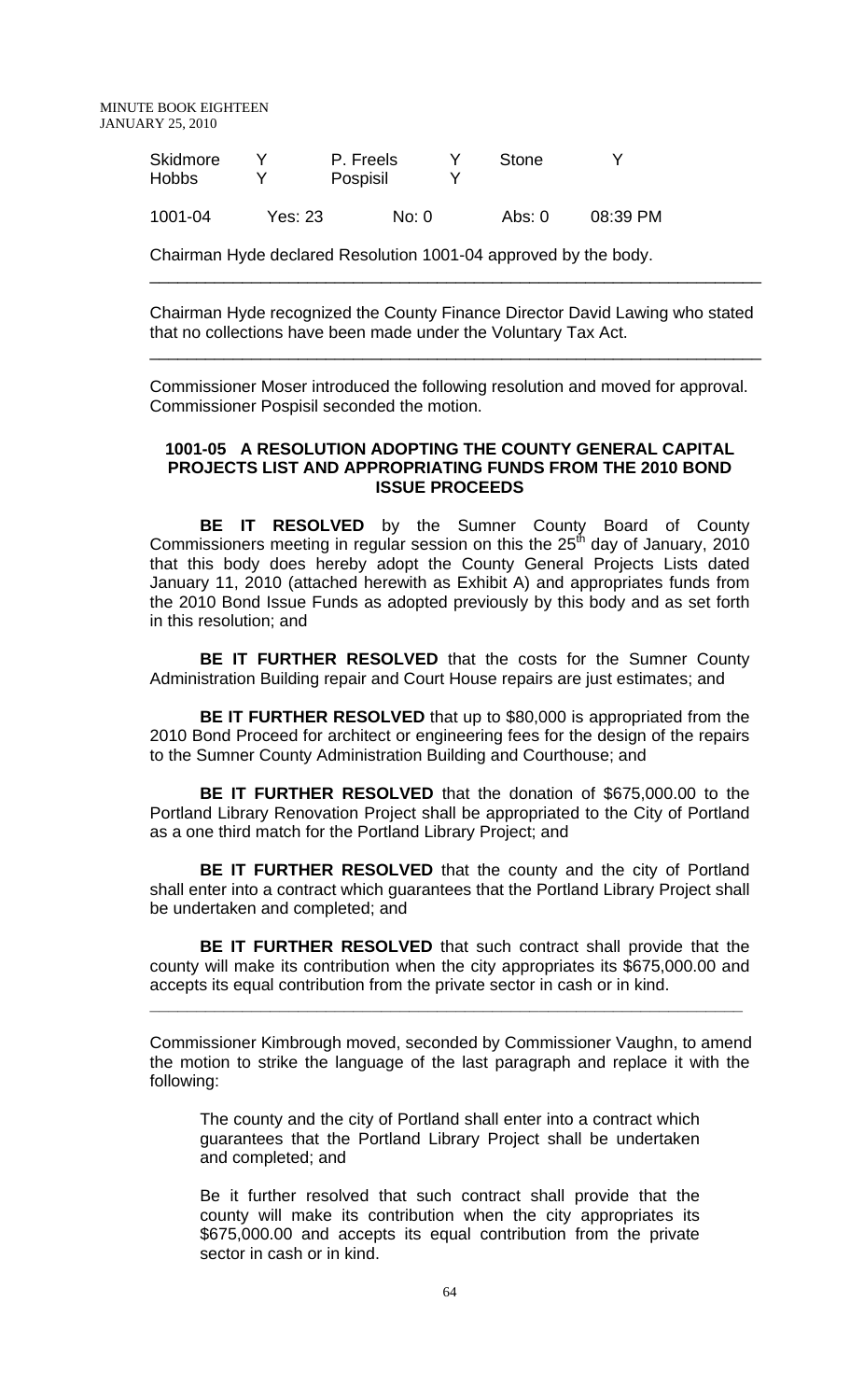| Skidmore | Y | P. Freels | Y | Stone | Y |
|---|---|---|---|---|---|
| Hobbs | Y | Pospisil | Y | | |

| 1001-04 | Yes: 23 | No: 0 | Abs: 0 | 08:39 PM |
|---|---|---|---|---|

Chairman Hyde declared Resolution 1001-04 approved by the body.

---

Chairman Hyde recognized the County Finance Director David Lawing who stated that no collections have been made under the Voluntary Tax Act.

---

Commissioner Moser introduced the following resolution and moved for approval. Commissioner Pospisil seconded the motion.

**1001-05 A RESOLUTION ADOPTING THE COUNTY GENERAL CAPITAL PROJECTS LIST AND APPROPRIATING FUNDS FROM THE 2010 BOND ISSUE PROCEEDS**

**BE IT RESOLVED** by the Sumner County Board of County Commissioners meeting in regular session on this the 25th day of January, 2010 that this body does hereby adopt the County General Projects Lists dated January 11, 2010 (attached herewith as Exhibit A) and appropriates funds from the 2010 Bond Issue Funds as adopted previously by this body and as set forth in this resolution; and

**BE IT FURTHER RESOLVED** that the costs for the Sumner County Administration Building repair and Court House repairs are just estimates; and

**BE IT FURTHER RESOLVED** that up to $80,000 is appropriated from the 2010 Bond Proceed for architect or engineering fees for the design of the repairs to the Sumner County Administration Building and Courthouse; and

**BE IT FURTHER RESOLVED** that the donation of $675,000.00 to the Portland Library Renovation Project shall be appropriated to the City of Portland as a one third match for the Portland Library Project; and

**BE IT FURTHER RESOLVED** that the county and the city of Portland shall enter into a contract which guarantees that the Portland Library Project shall be undertaken and completed; and

**BE IT FURTHER RESOLVED** that such contract shall provide that the county will make its contribution when the city appropriates its $675,000.00 and accepts its equal contribution from the private sector in cash or in kind.

---

Commissioner Kimbrough moved, seconded by Commissioner Vaughn, to amend the motion to strike the language of the last paragraph and replace it with the following:

> The county and the city of Portland shall enter into a contract which guarantees that the Portland Library Project shall be undertaken and completed; and
>
> Be it further resolved that such contract shall provide that the county will make its contribution when the city appropriates its $675,000.00 and accepts its equal contribution from the private sector in cash or in kind.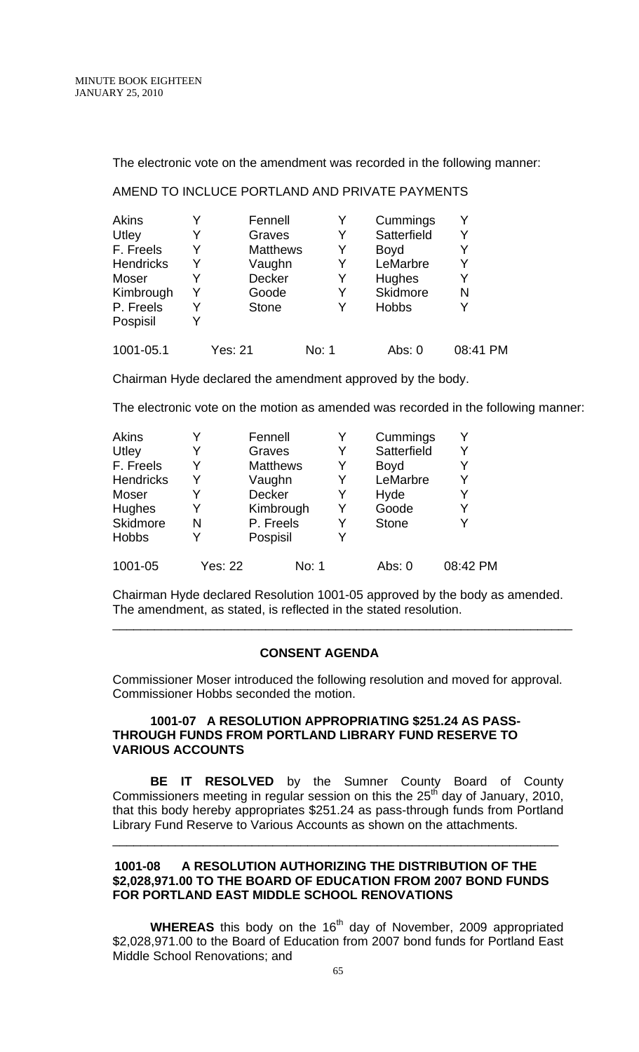The electronic vote on the amendment was recorded in the following manner:

AMEND TO INCLUCE PORTLAND AND PRIVATE PAYMENTS

| | | | | | |
|---|---|---|---|---|---|
| Akins | Y | Fennell | Y | Cummings | Y |
| Utley | Y | Graves | Y | Satterfield | Y |
| F. Freels | Y | Matthews | Y | Boyd | Y |
| Hendricks | Y | Vaughn | Y | LeMarbre | Y |
| Moser | Y | Decker | Y | Hughes | Y |
| Kimbrough | Y | Goode | Y | Skidmore | N |
| P. Freels | Y | Stone | Y | Hobbs | Y |
| Pospisil | Y | | | | |

1001-05.1 Yes: 21 No: 1 Abs: 0 08:41 PM

Chairman Hyde declared the amendment approved by the body.

The electronic vote on the motion as amended was recorded in the following manner:

| | | | | | |
|---|---|---|---|---|---|
| Akins | Y | Fennell | Y | Cummings | Y |
| Utley | Y | Graves | Y | Satterfield | Y |
| F. Freels | Y | Matthews | Y | Boyd | Y |
| Hendricks | Y | Vaughn | Y | LeMarbre | Y |
| Moser | Y | Decker | Y | Hyde | Y |
| Hughes | Y | Kimbrough | Y | Goode | Y |
| Skidmore | N | P. Freels | Y | Stone | Y |
| Hobbs | Y | Pospisil | Y | | |

1001-05 Yes: 22 No: 1 Abs: 0 08:42 PM

Chairman Hyde declared Resolution 1001-05 approved by the body as amended. The amendment, as stated, is reflected in the stated resolution.

---

## CONSENT AGENDA

Commissioner Moser introduced the following resolution and moved for approval. Commissioner Hobbs seconded the motion.

**1001-07 A RESOLUTION APPROPRIATING $251.24 AS PASS-THROUGH FUNDS FROM PORTLAND LIBRARY FUND RESERVE TO VARIOUS ACCOUNTS**

**BE IT RESOLVED** by the Sumner County Board of County Commissioners meeting in regular session on this the 25th day of January, 2010, that this body hereby appropriates $251.24 as pass-through funds from Portland Library Fund Reserve to Various Accounts as shown on the attachments.

---

**1001-08 A RESOLUTION AUTHORIZING THE DISTRIBUTION OF THE $2,028,971.00 TO THE BOARD OF EDUCATION FROM 2007 BOND FUNDS FOR PORTLAND EAST MIDDLE SCHOOL RENOVATIONS**

**WHEREAS** this body on the 16th day of November, 2009 appropriated $2,028,971.00 to the Board of Education from 2007 bond funds for Portland East Middle School Renovations; and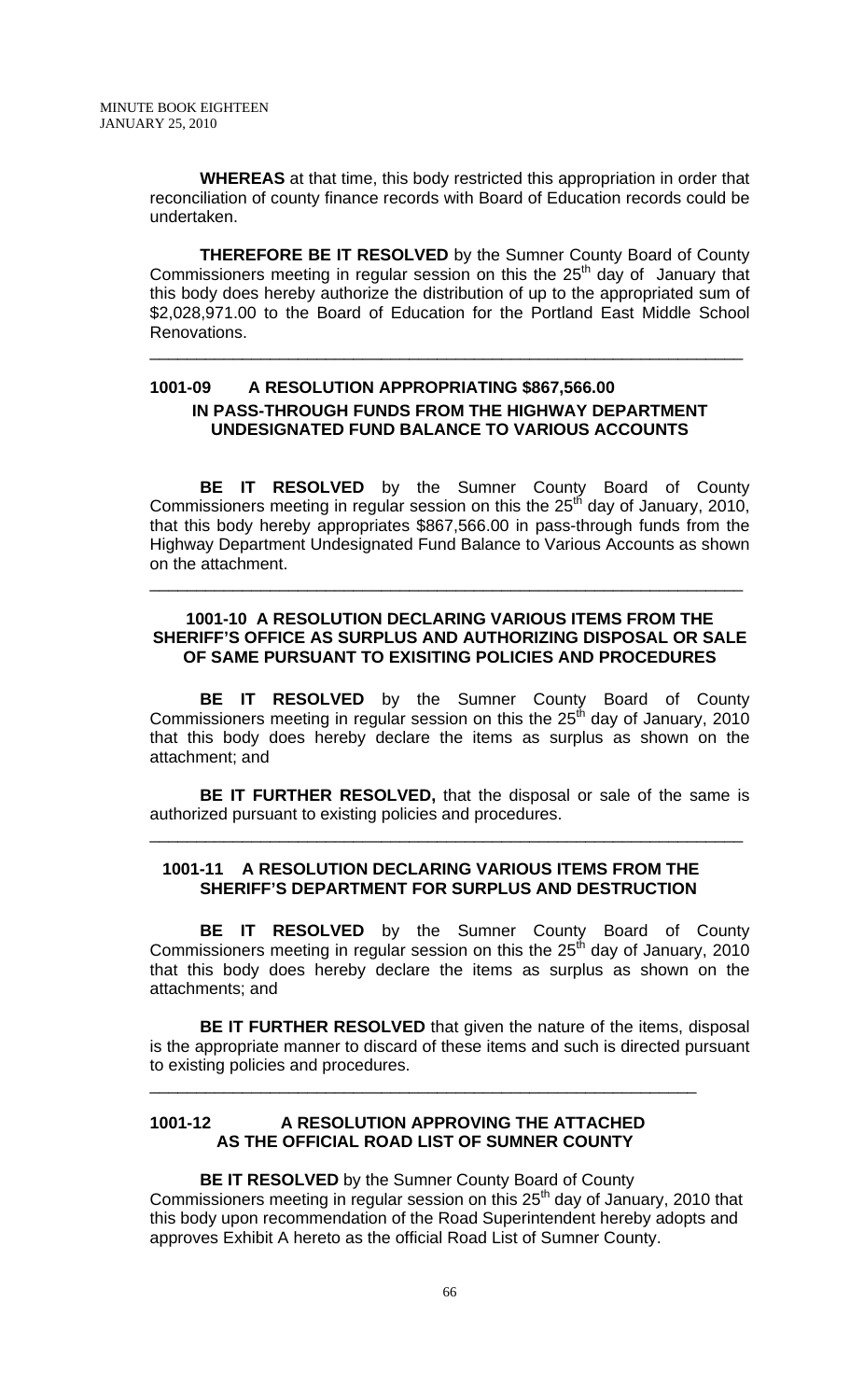**WHEREAS** at that time, this body restricted this appropriation in order that reconciliation of county finance records with Board of Education records could be undertaken.

**THEREFORE BE IT RESOLVED** by the Sumner County Board of County Commissioners meeting in regular session on this the 25th day of January that this body does hereby authorize the distribution of up to the appropriated sum of $2,028,971.00 to the Board of Education for the Portland East Middle School Renovations.

---

## 1001-09 A RESOLUTION APPROPRIATING $867,566.00 IN PASS-THROUGH FUNDS FROM THE HIGHWAY DEPARTMENT UNDESIGNATED FUND BALANCE TO VARIOUS ACCOUNTS

**BE IT RESOLVED** by the Sumner County Board of County Commissioners meeting in regular session on this the 25th day of January, 2010, that this body hereby appropriates $867,566.00 in pass-through funds from the Highway Department Undesignated Fund Balance to Various Accounts as shown on the attachment.

---

## 1001-10 A RESOLUTION DECLARING VARIOUS ITEMS FROM THE SHERIFF'S OFFICE AS SURPLUS AND AUTHORIZING DISPOSAL OR SALE OF SAME PURSUANT TO EXISITING POLICIES AND PROCEDURES

**BE IT RESOLVED** by the Sumner County Board of County Commissioners meeting in regular session on this the 25th day of January, 2010 that this body does hereby declare the items as surplus as shown on the attachment; and

**BE IT FURTHER RESOLVED,** that the disposal or sale of the same is authorized pursuant to existing policies and procedures.

---

## 1001-11 A RESOLUTION DECLARING VARIOUS ITEMS FROM THE SHERIFF'S DEPARTMENT FOR SURPLUS AND DESTRUCTION

**BE IT RESOLVED** by the Sumner County Board of County Commissioners meeting in regular session on this the 25th day of January, 2010 that this body does hereby declare the items as surplus as shown on the attachments; and

**BE IT FURTHER RESOLVED** that given the nature of the items, disposal is the appropriate manner to discard of these items and such is directed pursuant to existing policies and procedures.

---

## 1001-12 A RESOLUTION APPROVING THE ATTACHED AS THE OFFICIAL ROAD LIST OF SUMNER COUNTY

**BE IT RESOLVED** by the Sumner County Board of County Commissioners meeting in regular session on this 25th day of January, 2010 that this body upon recommendation of the Road Superintendent hereby adopts and approves Exhibit A hereto as the official Road List of Sumner County.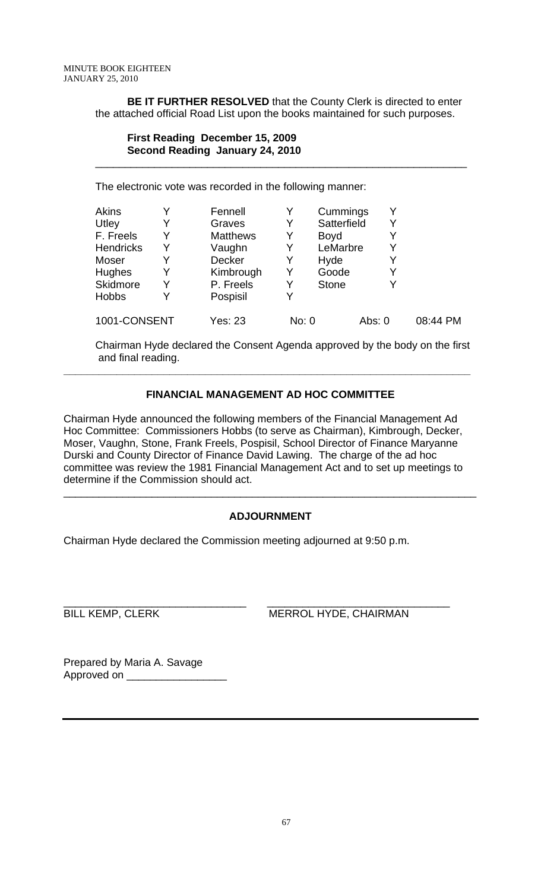**BE IT FURTHER RESOLVED** that the County Clerk is directed to enter the attached official Road List upon the books maintained for such purposes.

**First Reading December 15, 2009**
**Second Reading January 24, 2010**

---

The electronic vote was recorded in the following manner:

| | | | | | |
|---|---|---|---|---|---|
| Akins | Y | Fennell | Y | Cummings | Y |
| Utley | Y | Graves | Y | Satterfield | Y |
| F. Freels | Y | Matthews | Y | Boyd | Y |
| Hendricks | Y | Vaughn | Y | LeMarbre | Y |
| Moser | Y | Decker | Y | Hyde | Y |
| Hughes | Y | Kimbrough | Y | Goode | Y |
| Skidmore | Y | P. Freels | Y | Stone | Y |
| Hobbs | Y | Pospisil | Y | | |

1001-CONSENT Yes: 23 No: 0 Abs: 0 08:44 PM

Chairman Hyde declared the Consent Agenda approved by the body on the first and final reading.

---

## FINANCIAL MANAGEMENT AD HOC COMMITTEE

Chairman Hyde announced the following members of the Financial Management Ad Hoc Committee: Commissioners Hobbs (to serve as Chairman), Kimbrough, Decker, Moser, Vaughn, Stone, Frank Freels, Pospisil, School Director of Finance Maryanne Durski and County Director of Finance David Lawing. The charge of the ad hoc committee was review the 1981 Financial Management Act and to set up meetings to determine if the Commission should act.

---

## ADJOURNMENT

Chairman Hyde declared the Commission meeting adjourned at 9:50 p.m.

_______________________________ _______________________________
BILL KEMP, CLERK MERROL HYDE, CHAIRMAN

Prepared by Maria A. Savage
Approved on _________________